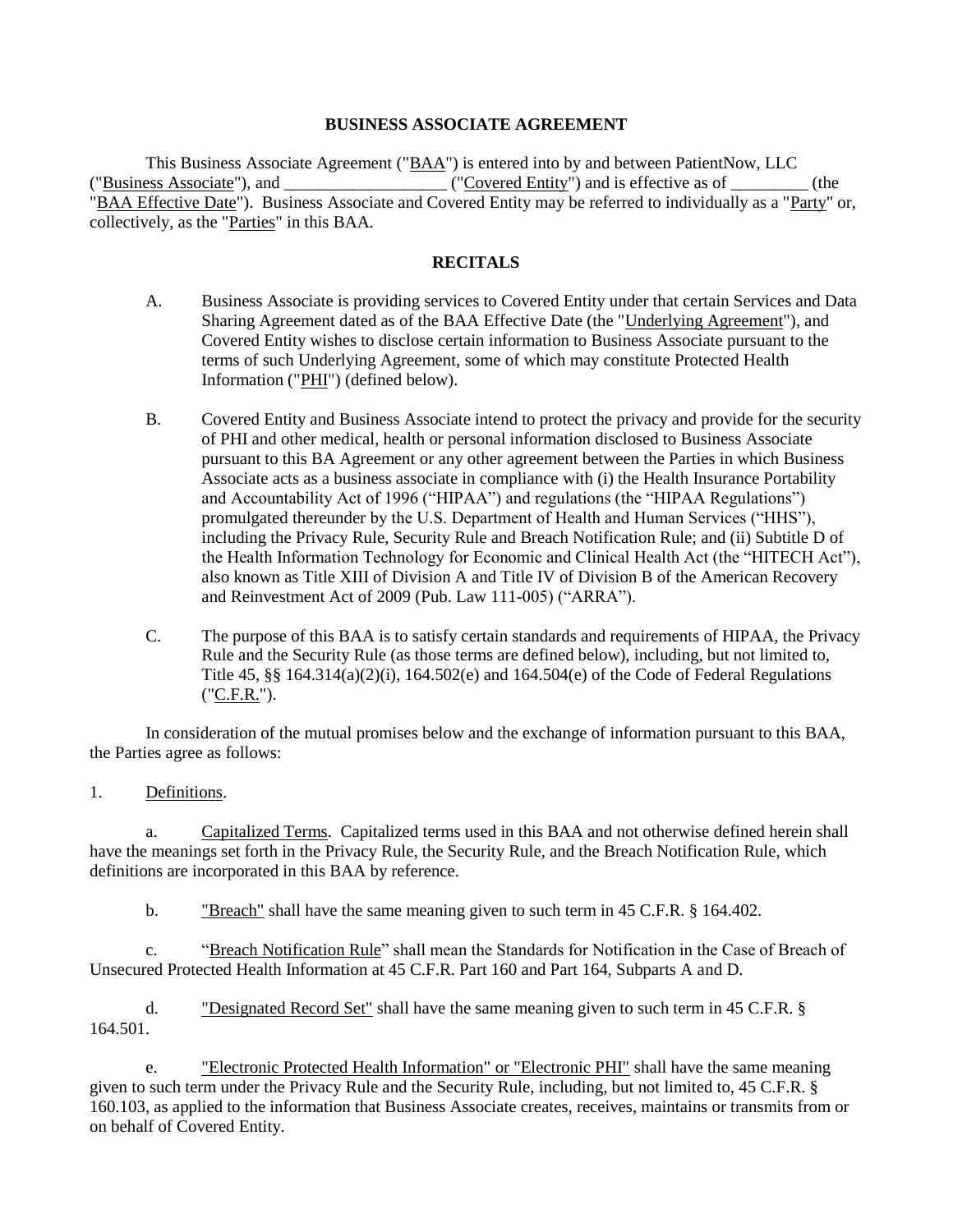**BUSINESS ASSOCIATE AGREEMENT**

This Business Associate Agreement ("BAA") is entered into by and between PatientNow, LLC ("Business Associate"), and ___________________ ("Covered Entity") and is effective as of _________ (the "BAA Effective Date"). Business Associate and Covered Entity may be referred to individually as a "Party" or, collectively, as the "Parties" in this BAA.

**RECITALS**

A. Business Associate is providing services to Covered Entity under that certain Services and Data Sharing Agreement dated as of the BAA Effective Date (the "Underlying Agreement"), and Covered Entity wishes to disclose certain information to Business Associate pursuant to the terms of such Underlying Agreement, some of which may constitute Protected Health Information ("PHI") (defined below).

B. Covered Entity and Business Associate intend to protect the privacy and provide for the security of PHI and other medical, health or personal information disclosed to Business Associate pursuant to this BA Agreement or any other agreement between the Parties in which Business Associate acts as a business associate in compliance with (i) the Health Insurance Portability and Accountability Act of 1996 ("HIPAA") and regulations (the "HIPAA Regulations") promulgated thereunder by the U.S. Department of Health and Human Services ("HHS"), including the Privacy Rule, Security Rule and Breach Notification Rule; and (ii) Subtitle D of the Health Information Technology for Economic and Clinical Health Act (the "HITECH Act"), also known as Title XIII of Division A and Title IV of Division B of the American Recovery and Reinvestment Act of 2009 (Pub. Law 111-005) ("ARRA").

C. The purpose of this BAA is to satisfy certain standards and requirements of HIPAA, the Privacy Rule and the Security Rule (as those terms are defined below), including, but not limited to, Title 45, §§ 164.314(a)(2)(i), 164.502(e) and 164.504(e) of the Code of Federal Regulations ("C.F.R.").

In consideration of the mutual promises below and the exchange of information pursuant to this BAA, the Parties agree as follows:

1. Definitions.

a. Capitalized Terms. Capitalized terms used in this BAA and not otherwise defined herein shall have the meanings set forth in the Privacy Rule, the Security Rule, and the Breach Notification Rule, which definitions are incorporated in this BAA by reference.

b. "Breach" shall have the same meaning given to such term in 45 C.F.R. § 164.402.

c. "Breach Notification Rule" shall mean the Standards for Notification in the Case of Breach of Unsecured Protected Health Information at 45 C.F.R. Part 160 and Part 164, Subparts A and D.

d. "Designated Record Set" shall have the same meaning given to such term in 45 C.F.R. § 164.501.

e. "Electronic Protected Health Information" or "Electronic PHI" shall have the same meaning given to such term under the Privacy Rule and the Security Rule, including, but not limited to, 45 C.F.R. § 160.103, as applied to the information that Business Associate creates, receives, maintains or transmits from or on behalf of Covered Entity.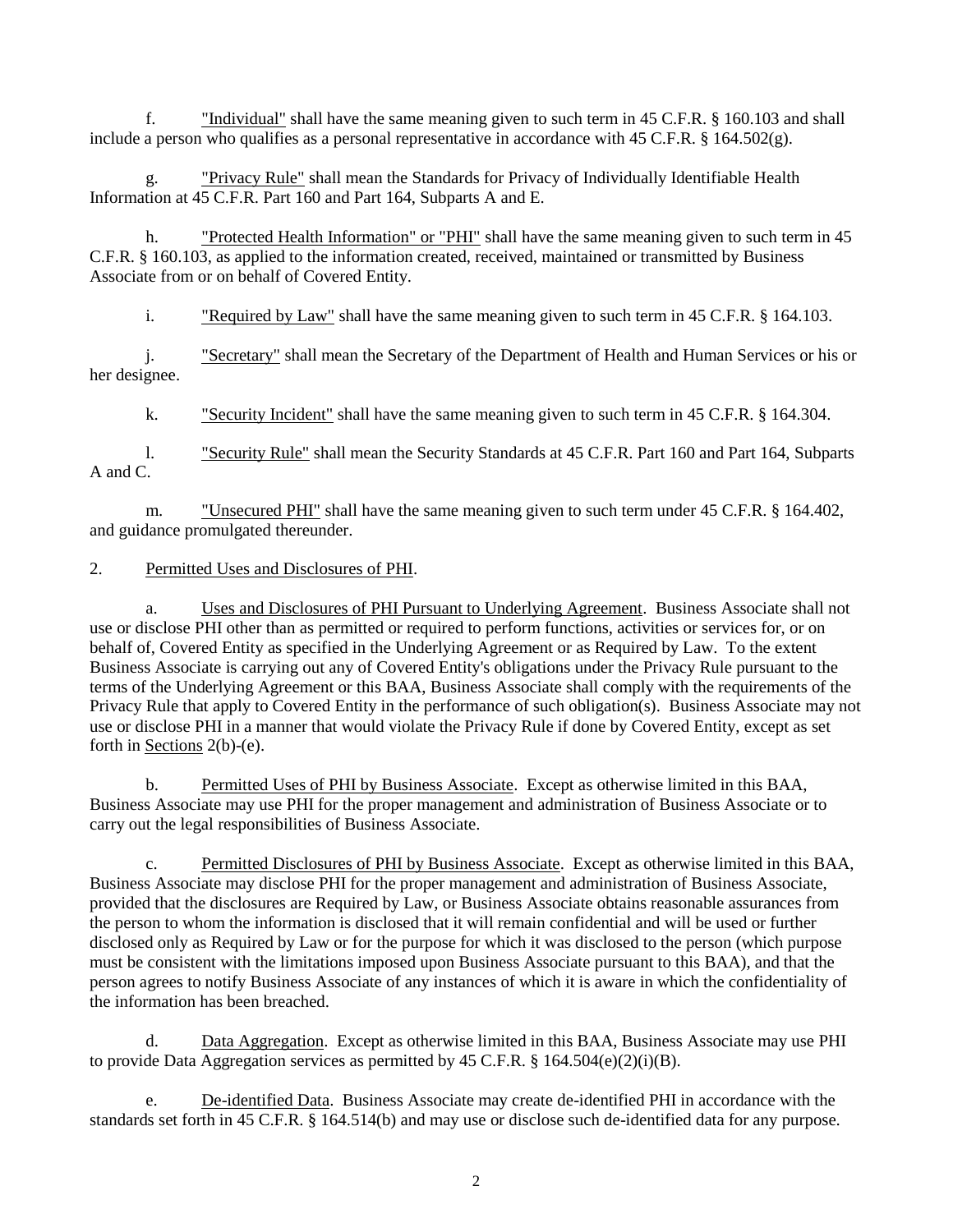f. "Individual" shall have the same meaning given to such term in 45 C.F.R. § 160.103 and shall include a person who qualifies as a personal representative in accordance with 45 C.F.R. § 164.502(g).

g. "Privacy Rule" shall mean the Standards for Privacy of Individually Identifiable Health Information at 45 C.F.R. Part 160 and Part 164, Subparts A and E.

h. "Protected Health Information" or "PHI" shall have the same meaning given to such term in 45 C.F.R. § 160.103, as applied to the information created, received, maintained or transmitted by Business Associate from or on behalf of Covered Entity.

i. "Required by Law" shall have the same meaning given to such term in 45 C.F.R. § 164.103.

j. "Secretary" shall mean the Secretary of the Department of Health and Human Services or his or her designee.

k. "Security Incident" shall have the same meaning given to such term in 45 C.F.R. § 164.304.

l. "Security Rule" shall mean the Security Standards at 45 C.F.R. Part 160 and Part 164, Subparts A and C.

m. "Unsecured PHI" shall have the same meaning given to such term under 45 C.F.R. § 164.402, and guidance promulgated thereunder.

2. Permitted Uses and Disclosures of PHI.

a. Uses and Disclosures of PHI Pursuant to Underlying Agreement. Business Associate shall not use or disclose PHI other than as permitted or required to perform functions, activities or services for, or on behalf of, Covered Entity as specified in the Underlying Agreement or as Required by Law. To the extent Business Associate is carrying out any of Covered Entity's obligations under the Privacy Rule pursuant to the terms of the Underlying Agreement or this BAA, Business Associate shall comply with the requirements of the Privacy Rule that apply to Covered Entity in the performance of such obligation(s). Business Associate may not use or disclose PHI in a manner that would violate the Privacy Rule if done by Covered Entity, except as set forth in Sections 2(b)-(e).

b. Permitted Uses of PHI by Business Associate. Except as otherwise limited in this BAA, Business Associate may use PHI for the proper management and administration of Business Associate or to carry out the legal responsibilities of Business Associate.

c. Permitted Disclosures of PHI by Business Associate. Except as otherwise limited in this BAA, Business Associate may disclose PHI for the proper management and administration of Business Associate, provided that the disclosures are Required by Law, or Business Associate obtains reasonable assurances from the person to whom the information is disclosed that it will remain confidential and will be used or further disclosed only as Required by Law or for the purpose for which it was disclosed to the person (which purpose must be consistent with the limitations imposed upon Business Associate pursuant to this BAA), and that the person agrees to notify Business Associate of any instances of which it is aware in which the confidentiality of the information has been breached.

d. Data Aggregation. Except as otherwise limited in this BAA, Business Associate may use PHI to provide Data Aggregation services as permitted by 45 C.F.R. § 164.504(e)(2)(i)(B).

e. De-identified Data. Business Associate may create de-identified PHI in accordance with the standards set forth in 45 C.F.R. § 164.514(b) and may use or disclose such de-identified data for any purpose.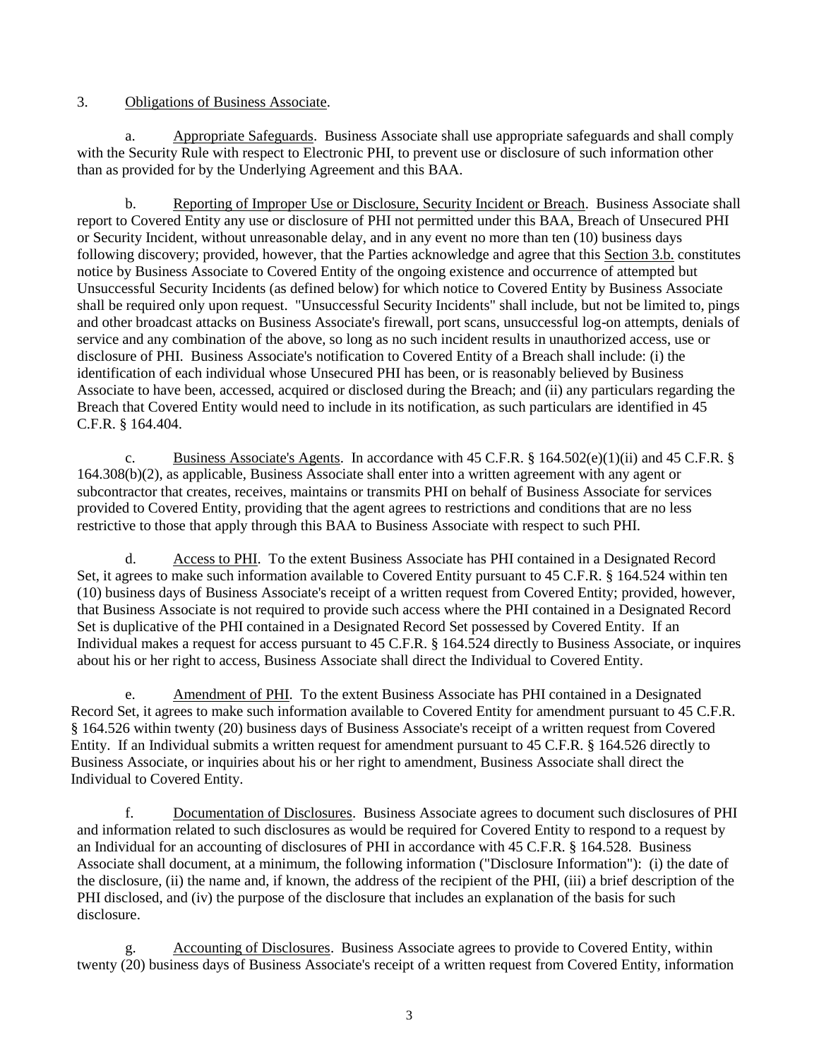3. Obligations of Business Associate.

a. Appropriate Safeguards. Business Associate shall use appropriate safeguards and shall comply with the Security Rule with respect to Electronic PHI, to prevent use or disclosure of such information other than as provided for by the Underlying Agreement and this BAA.

b. Reporting of Improper Use or Disclosure, Security Incident or Breach. Business Associate shall report to Covered Entity any use or disclosure of PHI not permitted under this BAA, Breach of Unsecured PHI or Security Incident, without unreasonable delay, and in any event no more than ten (10) business days following discovery; provided, however, that the Parties acknowledge and agree that this Section 3.b. constitutes notice by Business Associate to Covered Entity of the ongoing existence and occurrence of attempted but Unsuccessful Security Incidents (as defined below) for which notice to Covered Entity by Business Associate shall be required only upon request. "Unsuccessful Security Incidents" shall include, but not be limited to, pings and other broadcast attacks on Business Associate's firewall, port scans, unsuccessful log-on attempts, denials of service and any combination of the above, so long as no such incident results in unauthorized access, use or disclosure of PHI. Business Associate's notification to Covered Entity of a Breach shall include: (i) the identification of each individual whose Unsecured PHI has been, or is reasonably believed by Business Associate to have been, accessed, acquired or disclosed during the Breach; and (ii) any particulars regarding the Breach that Covered Entity would need to include in its notification, as such particulars are identified in 45 C.F.R. § 164.404.

c. Business Associate's Agents. In accordance with 45 C.F.R. § 164.502(e)(1)(ii) and 45 C.F.R. § 164.308(b)(2), as applicable, Business Associate shall enter into a written agreement with any agent or subcontractor that creates, receives, maintains or transmits PHI on behalf of Business Associate for services provided to Covered Entity, providing that the agent agrees to restrictions and conditions that are no less restrictive to those that apply through this BAA to Business Associate with respect to such PHI.

d. Access to PHI. To the extent Business Associate has PHI contained in a Designated Record Set, it agrees to make such information available to Covered Entity pursuant to 45 C.F.R. § 164.524 within ten (10) business days of Business Associate's receipt of a written request from Covered Entity; provided, however, that Business Associate is not required to provide such access where the PHI contained in a Designated Record Set is duplicative of the PHI contained in a Designated Record Set possessed by Covered Entity. If an Individual makes a request for access pursuant to 45 C.F.R. § 164.524 directly to Business Associate, or inquires about his or her right to access, Business Associate shall direct the Individual to Covered Entity.

e. Amendment of PHI. To the extent Business Associate has PHI contained in a Designated Record Set, it agrees to make such information available to Covered Entity for amendment pursuant to 45 C.F.R. § 164.526 within twenty (20) business days of Business Associate's receipt of a written request from Covered Entity. If an Individual submits a written request for amendment pursuant to 45 C.F.R. § 164.526 directly to Business Associate, or inquiries about his or her right to amendment, Business Associate shall direct the Individual to Covered Entity.

f. Documentation of Disclosures. Business Associate agrees to document such disclosures of PHI and information related to such disclosures as would be required for Covered Entity to respond to a request by an Individual for an accounting of disclosures of PHI in accordance with 45 C.F.R. § 164.528. Business Associate shall document, at a minimum, the following information ("Disclosure Information"): (i) the date of the disclosure, (ii) the name and, if known, the address of the recipient of the PHI, (iii) a brief description of the PHI disclosed, and (iv) the purpose of the disclosure that includes an explanation of the basis for such disclosure.

g. Accounting of Disclosures. Business Associate agrees to provide to Covered Entity, within twenty (20) business days of Business Associate's receipt of a written request from Covered Entity, information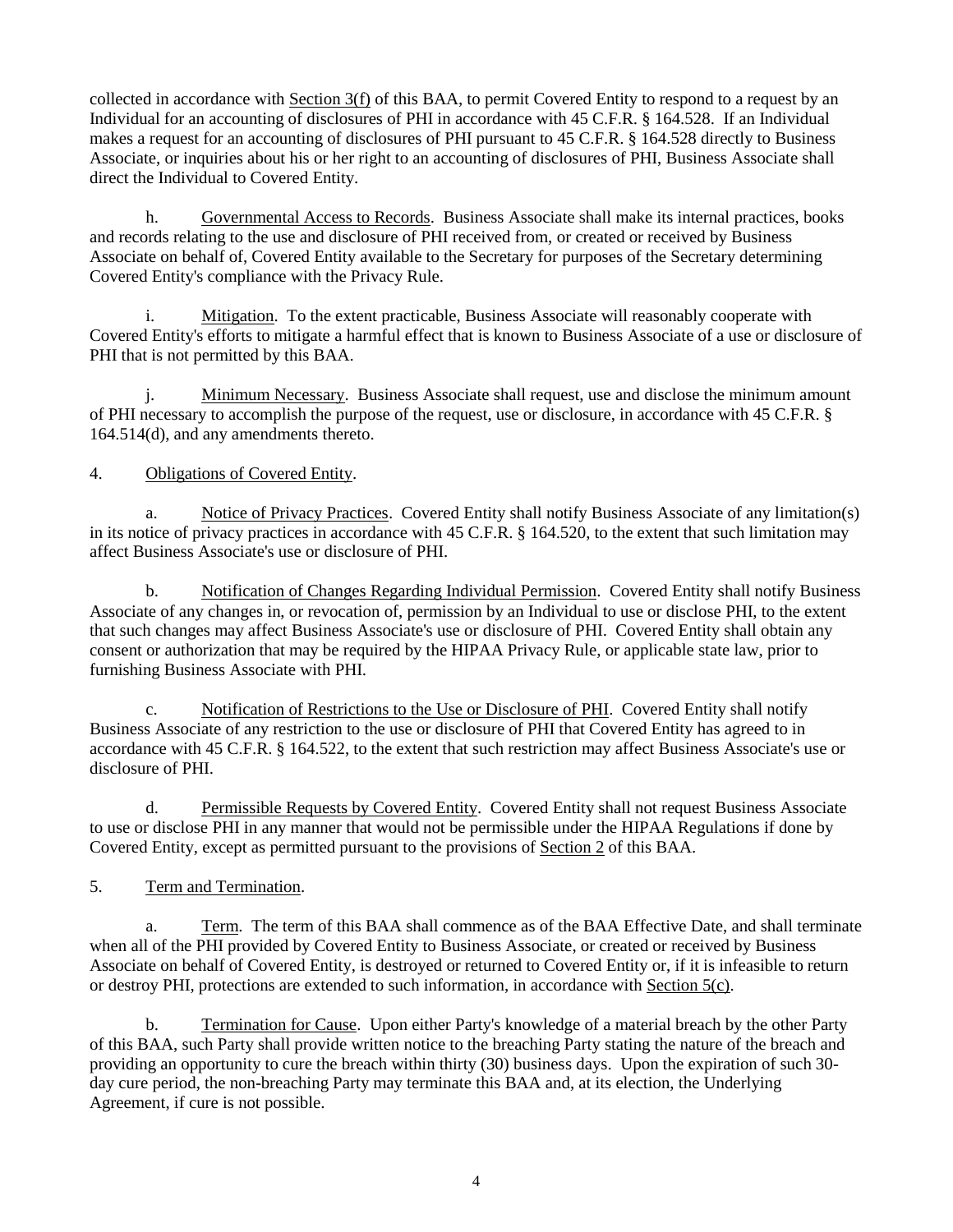collected in accordance with Section 3(f) of this BAA, to permit Covered Entity to respond to a request by an Individual for an accounting of disclosures of PHI in accordance with 45 C.F.R. § 164.528. If an Individual makes a request for an accounting of disclosures of PHI pursuant to 45 C.F.R. § 164.528 directly to Business Associate, or inquiries about his or her right to an accounting of disclosures of PHI, Business Associate shall direct the Individual to Covered Entity.

h. Governmental Access to Records. Business Associate shall make its internal practices, books and records relating to the use and disclosure of PHI received from, or created or received by Business Associate on behalf of, Covered Entity available to the Secretary for purposes of the Secretary determining Covered Entity's compliance with the Privacy Rule.

i. Mitigation. To the extent practicable, Business Associate will reasonably cooperate with Covered Entity's efforts to mitigate a harmful effect that is known to Business Associate of a use or disclosure of PHI that is not permitted by this BAA.

j. Minimum Necessary. Business Associate shall request, use and disclose the minimum amount of PHI necessary to accomplish the purpose of the request, use or disclosure, in accordance with 45 C.F.R. § 164.514(d), and any amendments thereto.

4. Obligations of Covered Entity.

a. Notice of Privacy Practices. Covered Entity shall notify Business Associate of any limitation(s) in its notice of privacy practices in accordance with 45 C.F.R. § 164.520, to the extent that such limitation may affect Business Associate's use or disclosure of PHI.

b. Notification of Changes Regarding Individual Permission. Covered Entity shall notify Business Associate of any changes in, or revocation of, permission by an Individual to use or disclose PHI, to the extent that such changes may affect Business Associate's use or disclosure of PHI. Covered Entity shall obtain any consent or authorization that may be required by the HIPAA Privacy Rule, or applicable state law, prior to furnishing Business Associate with PHI.

c. Notification of Restrictions to the Use or Disclosure of PHI. Covered Entity shall notify Business Associate of any restriction to the use or disclosure of PHI that Covered Entity has agreed to in accordance with 45 C.F.R. § 164.522, to the extent that such restriction may affect Business Associate's use or disclosure of PHI.

d. Permissible Requests by Covered Entity. Covered Entity shall not request Business Associate to use or disclose PHI in any manner that would not be permissible under the HIPAA Regulations if done by Covered Entity, except as permitted pursuant to the provisions of Section 2 of this BAA.

5. Term and Termination.

a. Term. The term of this BAA shall commence as of the BAA Effective Date, and shall terminate when all of the PHI provided by Covered Entity to Business Associate, or created or received by Business Associate on behalf of Covered Entity, is destroyed or returned to Covered Entity or, if it is infeasible to return or destroy PHI, protections are extended to such information, in accordance with Section 5(c).

b. Termination for Cause. Upon either Party's knowledge of a material breach by the other Party of this BAA, such Party shall provide written notice to the breaching Party stating the nature of the breach and providing an opportunity to cure the breach within thirty (30) business days. Upon the expiration of such 30-day cure period, the non-breaching Party may terminate this BAA and, at its election, the Underlying Agreement, if cure is not possible.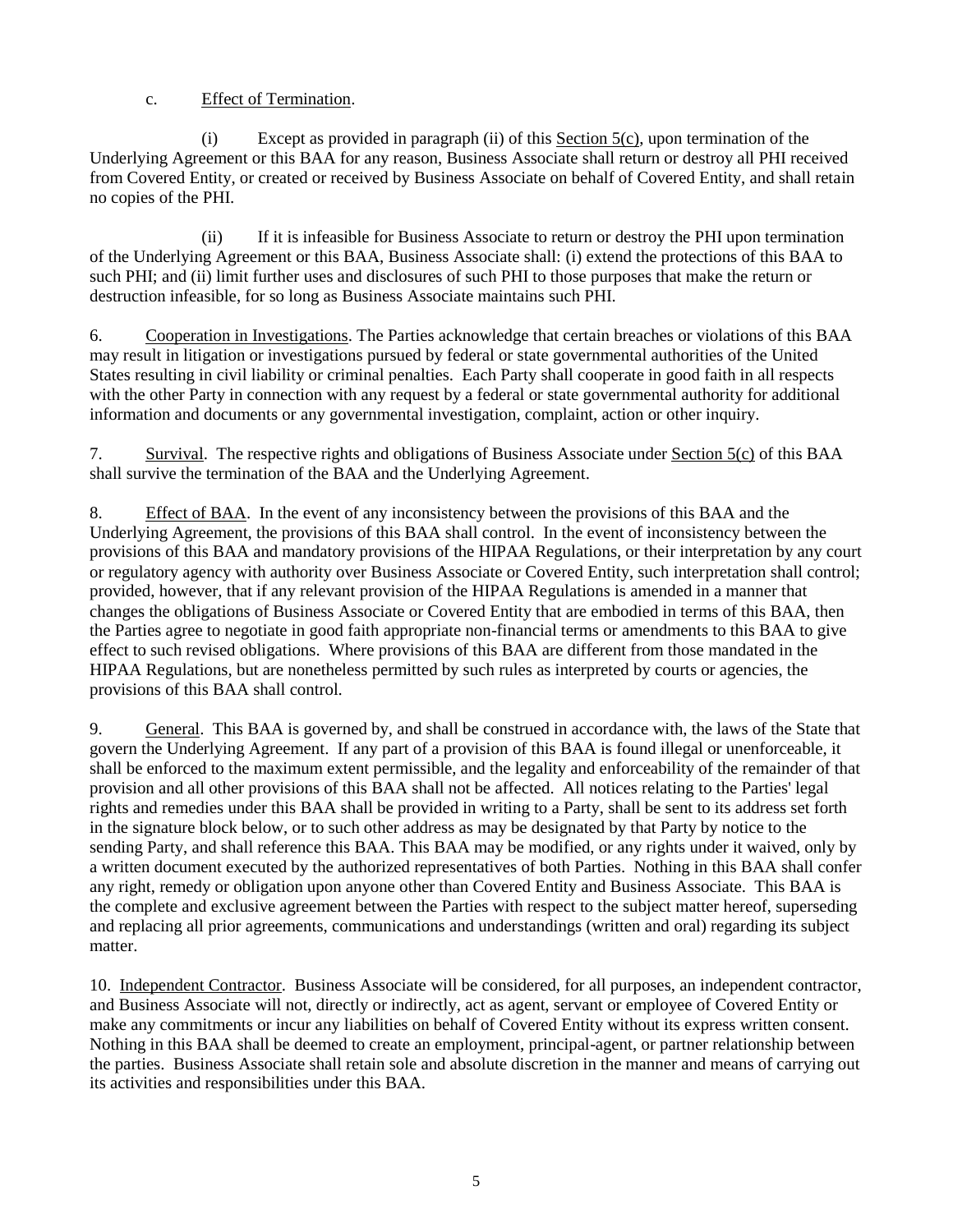c. <u>Effect of Termination</u>.

(i) Except as provided in paragraph (ii) of this <u>Section 5(c)</u>, upon termination of the Underlying Agreement or this BAA for any reason, Business Associate shall return or destroy all PHI received from Covered Entity, or created or received by Business Associate on behalf of Covered Entity, and shall retain no copies of the PHI.

(ii) If it is infeasible for Business Associate to return or destroy the PHI upon termination of the Underlying Agreement or this BAA, Business Associate shall: (i) extend the protections of this BAA to such PHI; and (ii) limit further uses and disclosures of such PHI to those purposes that make the return or destruction infeasible, for so long as Business Associate maintains such PHI.

6. <u>Cooperation in Investigations</u>. The Parties acknowledge that certain breaches or violations of this BAA may result in litigation or investigations pursued by federal or state governmental authorities of the United States resulting in civil liability or criminal penalties. Each Party shall cooperate in good faith in all respects with the other Party in connection with any request by a federal or state governmental authority for additional information and documents or any governmental investigation, complaint, action or other inquiry.

7. <u>Survival</u>. The respective rights and obligations of Business Associate under <u>Section 5(c)</u> of this BAA shall survive the termination of the BAA and the Underlying Agreement.

8. <u>Effect of BAA</u>. In the event of any inconsistency between the provisions of this BAA and the Underlying Agreement, the provisions of this BAA shall control. In the event of inconsistency between the provisions of this BAA and mandatory provisions of the HIPAA Regulations, or their interpretation by any court or regulatory agency with authority over Business Associate or Covered Entity, such interpretation shall control; provided, however, that if any relevant provision of the HIPAA Regulations is amended in a manner that changes the obligations of Business Associate or Covered Entity that are embodied in terms of this BAA, then the Parties agree to negotiate in good faith appropriate non-financial terms or amendments to this BAA to give effect to such revised obligations. Where provisions of this BAA are different from those mandated in the HIPAA Regulations, but are nonetheless permitted by such rules as interpreted by courts or agencies, the provisions of this BAA shall control.

9. <u>General</u>. This BAA is governed by, and shall be construed in accordance with, the laws of the State that govern the Underlying Agreement. If any part of a provision of this BAA is found illegal or unenforceable, it shall be enforced to the maximum extent permissible, and the legality and enforceability of the remainder of that provision and all other provisions of this BAA shall not be affected. All notices relating to the Parties' legal rights and remedies under this BAA shall be provided in writing to a Party, shall be sent to its address set forth in the signature block below, or to such other address as may be designated by that Party by notice to the sending Party, and shall reference this BAA. This BAA may be modified, or any rights under it waived, only by a written document executed by the authorized representatives of both Parties. Nothing in this BAA shall confer any right, remedy or obligation upon anyone other than Covered Entity and Business Associate. This BAA is the complete and exclusive agreement between the Parties with respect to the subject matter hereof, superseding and replacing all prior agreements, communications and understandings (written and oral) regarding its subject matter.

10. <u>Independent Contractor</u>. Business Associate will be considered, for all purposes, an independent contractor, and Business Associate will not, directly or indirectly, act as agent, servant or employee of Covered Entity or make any commitments or incur any liabilities on behalf of Covered Entity without its express written consent. Nothing in this BAA shall be deemed to create an employment, principal-agent, or partner relationship between the parties. Business Associate shall retain sole and absolute discretion in the manner and means of carrying out its activities and responsibilities under this BAA.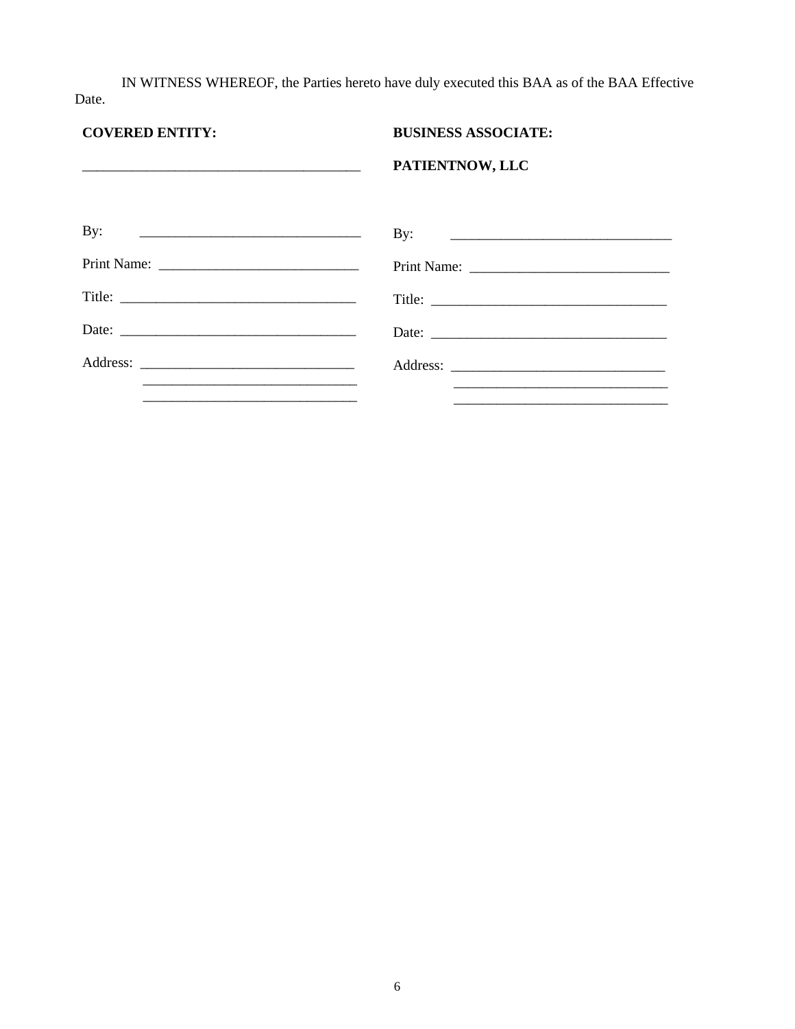IN WITNESS WHEREOF, the Parties hereto have duly executed this BAA as of the BAA Effective Date.

| **COVERED ENTITY:** | **BUSINESS ASSOCIATE:** |
| --- | --- |
| _______________________________________ | **PATIENTNOW, LLC** |
| By: ______________________________ | By: ______________________________ |
| Print Name: ____________________________ | Print Name: ____________________________ |
| Title: _________________________________ | Title: _________________________________ |
| Date: _________________________________ | Date: _________________________________ |
| Address: ______________________________ | Address: ______________________________ |
| ______________________________ | ______________________________ |
| ______________________________ | ______________________________ |